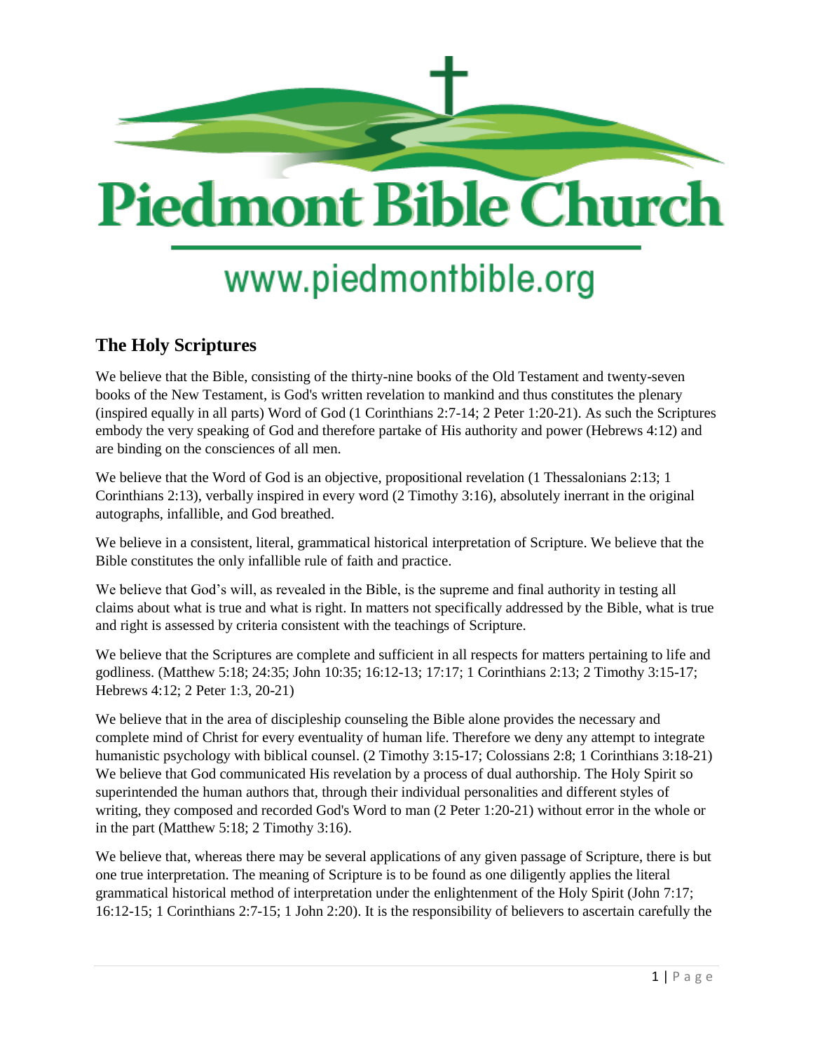# Piedmont Bible Church

www.piedmontbible.org

## The Holy Scriptures

We believe that the Bible, consisting of the thirty-nine books of the Old Testament and twenty-seven books of the New Testament, is God's written revelation to mankind and thus constitutes the plenary (inspired equally in all parts) Word of God (1 Corinthians 2:7-14; 2 Peter 1:20-21). As such the Scriptures embody the very speaking of God and therefore partake of His authority and power (Hebrews 4:12) and are binding on the consciences of all men.

We believe that the Word of God is an objective, propositional revelation (1 Thessalonians 2:13; 1 Corinthians 2:13), verbally inspired in every word (2 Timothy 3:16), absolutely inerrant in the original autographs, infallible, and God breathed.

We believe in a consistent, literal, grammatical historical interpretation of Scripture. We believe that the Bible constitutes the only infallible rule of faith and practice.

We believe that God's will, as revealed in the Bible, is the supreme and final authority in testing all claims about what is true and what is right. In matters not specifically addressed by the Bible, what is true and right is assessed by criteria consistent with the teachings of Scripture.

We believe that the Scriptures are complete and sufficient in all respects for matters pertaining to life and godliness. (Matthew 5:18; 24:35; John 10:35; 16:12-13; 17:17; 1 Corinthians 2:13; 2 Timothy 3:15-17; Hebrews 4:12; 2 Peter 1:3, 20-21)

We believe that in the area of discipleship counseling the Bible alone provides the necessary and complete mind of Christ for every eventuality of human life. Therefore we deny any attempt to integrate humanistic psychology with biblical counsel. (2 Timothy 3:15-17; Colossians 2:8; 1 Corinthians 3:18-21) We believe that God communicated His revelation by a process of dual authorship. The Holy Spirit so superintended the human authors that, through their individual personalities and different styles of writing, they composed and recorded God's Word to man (2 Peter 1:20-21) without error in the whole or in the part (Matthew 5:18; 2 Timothy 3:16).

We believe that, whereas there may be several applications of any given passage of Scripture, there is but one true interpretation. The meaning of Scripture is to be found as one diligently applies the literal grammatical historical method of interpretation under the enlightenment of the Holy Spirit (John 7:17; 16:12-15; 1 Corinthians 2:7-15; 1 John 2:20). It is the responsibility of believers to ascertain carefully the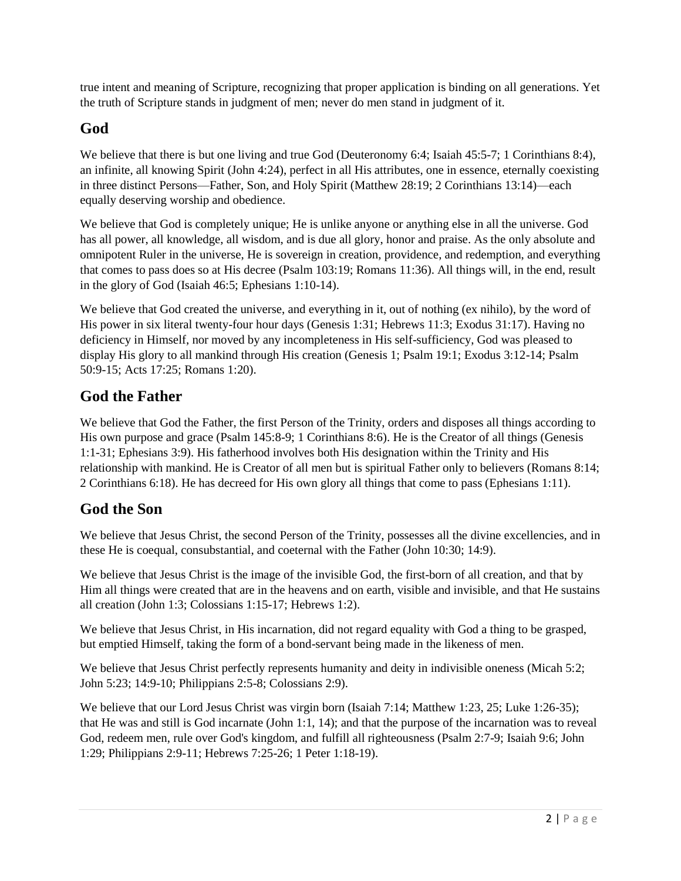true intent and meaning of Scripture, recognizing that proper application is binding on all generations. Yet the truth of Scripture stands in judgment of men; never do men stand in judgment of it.

## God

We believe that there is but one living and true God (Deuteronomy 6:4; Isaiah 45:5-7; 1 Corinthians 8:4), an infinite, all knowing Spirit (John 4:24), perfect in all His attributes, one in essence, eternally coexisting in three distinct Persons—Father, Son, and Holy Spirit (Matthew 28:19; 2 Corinthians 13:14)—each equally deserving worship and obedience.

We believe that God is completely unique; He is unlike anyone or anything else in all the universe. God has all power, all knowledge, all wisdom, and is due all glory, honor and praise. As the only absolute and omnipotent Ruler in the universe, He is sovereign in creation, providence, and redemption, and everything that comes to pass does so at His decree (Psalm 103:19; Romans 11:36). All things will, in the end, result in the glory of God (Isaiah 46:5; Ephesians 1:10-14).

We believe that God created the universe, and everything in it, out of nothing (ex nihilo), by the word of His power in six literal twenty-four hour days (Genesis 1:31; Hebrews 11:3; Exodus 31:17). Having no deficiency in Himself, nor moved by any incompleteness in His self-sufficiency, God was pleased to display His glory to all mankind through His creation (Genesis 1; Psalm 19:1; Exodus 3:12-14; Psalm 50:9-15; Acts 17:25; Romans 1:20).

## God the Father

We believe that God the Father, the first Person of the Trinity, orders and disposes all things according to His own purpose and grace (Psalm 145:8-9; 1 Corinthians 8:6). He is the Creator of all things (Genesis 1:1-31; Ephesians 3:9). His fatherhood involves both His designation within the Trinity and His relationship with mankind. He is Creator of all men but is spiritual Father only to believers (Romans 8:14; 2 Corinthians 6:18). He has decreed for His own glory all things that come to pass (Ephesians 1:11).

## God the Son

We believe that Jesus Christ, the second Person of the Trinity, possesses all the divine excellencies, and in these He is coequal, consubstantial, and coeternal with the Father (John 10:30; 14:9).

We believe that Jesus Christ is the image of the invisible God, the first-born of all creation, and that by Him all things were created that are in the heavens and on earth, visible and invisible, and that He sustains all creation (John 1:3; Colossians 1:15-17; Hebrews 1:2).

We believe that Jesus Christ, in His incarnation, did not regard equality with God a thing to be grasped, but emptied Himself, taking the form of a bond-servant being made in the likeness of men.

We believe that Jesus Christ perfectly represents humanity and deity in indivisible oneness (Micah 5:2; John 5:23; 14:9-10; Philippians 2:5-8; Colossians 2:9).

We believe that our Lord Jesus Christ was virgin born (Isaiah 7:14; Matthew 1:23, 25; Luke 1:26-35); that He was and still is God incarnate (John 1:1, 14); and that the purpose of the incarnation was to reveal God, redeem men, rule over God's kingdom, and fulfill all righteousness (Psalm 2:7-9; Isaiah 9:6; John 1:29; Philippians 2:9-11; Hebrews 7:25-26; 1 Peter 1:18-19).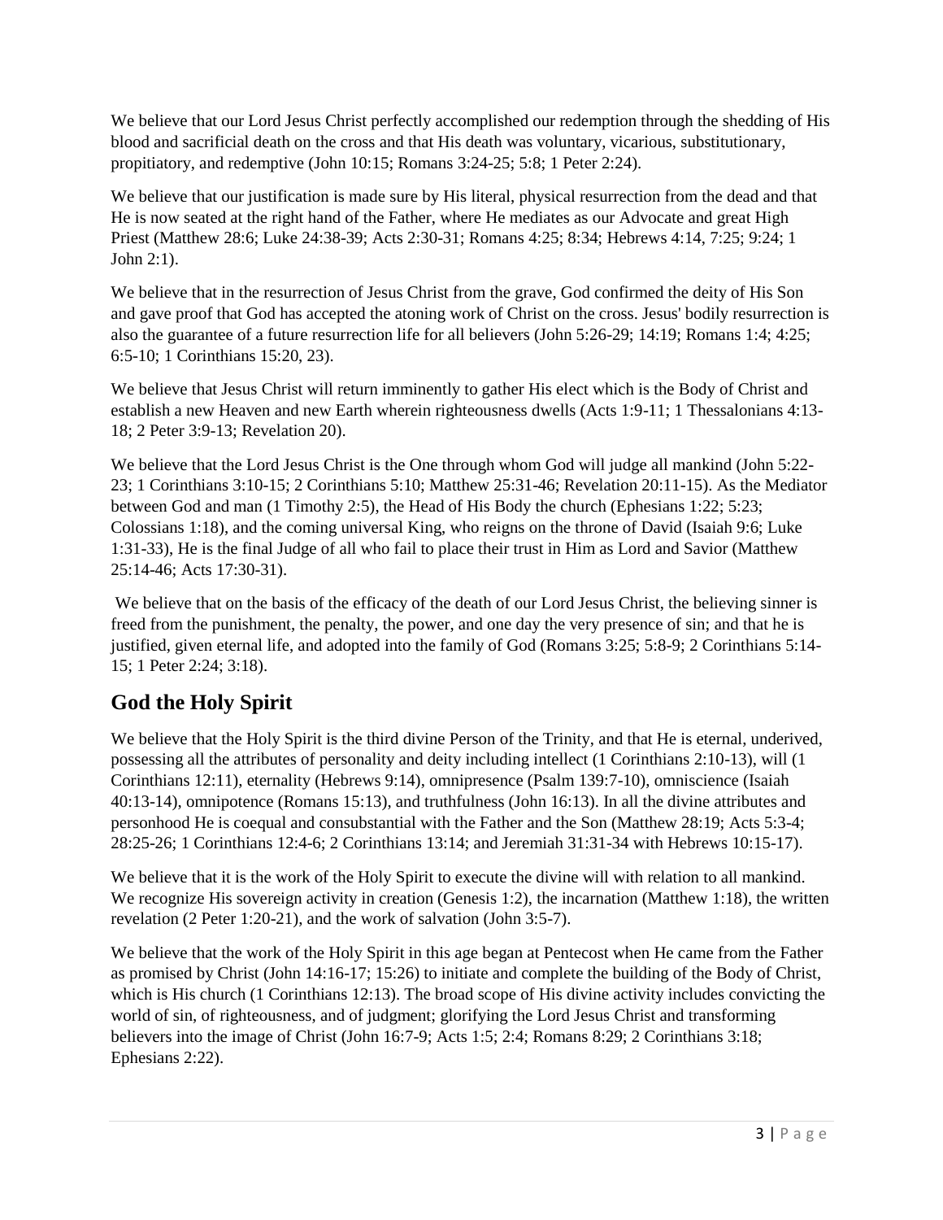We believe that our Lord Jesus Christ perfectly accomplished our redemption through the shedding of His blood and sacrificial death on the cross and that His death was voluntary, vicarious, substitutionary, propitiatory, and redemptive (John 10:15; Romans 3:24-25; 5:8; 1 Peter 2:24).

We believe that our justification is made sure by His literal, physical resurrection from the dead and that He is now seated at the right hand of the Father, where He mediates as our Advocate and great High Priest (Matthew 28:6; Luke 24:38-39; Acts 2:30-31; Romans 4:25; 8:34; Hebrews 4:14, 7:25; 9:24; 1 John 2:1).

We believe that in the resurrection of Jesus Christ from the grave, God confirmed the deity of His Son and gave proof that God has accepted the atoning work of Christ on the cross. Jesus' bodily resurrection is also the guarantee of a future resurrection life for all believers (John 5:26-29; 14:19; Romans 1:4; 4:25; 6:5-10; 1 Corinthians 15:20, 23).

We believe that Jesus Christ will return imminently to gather His elect which is the Body of Christ and establish a new Heaven and new Earth wherein righteousness dwells (Acts 1:9-11; 1 Thessalonians 4:13-18; 2 Peter 3:9-13; Revelation 20).

We believe that the Lord Jesus Christ is the One through whom God will judge all mankind (John 5:22-23; 1 Corinthians 3:10-15; 2 Corinthians 5:10; Matthew 25:31-46; Revelation 20:11-15). As the Mediator between God and man (1 Timothy 2:5), the Head of His Body the church (Ephesians 1:22; 5:23; Colossians 1:18), and the coming universal King, who reigns on the throne of David (Isaiah 9:6; Luke 1:31-33), He is the final Judge of all who fail to place their trust in Him as Lord and Savior (Matthew 25:14-46; Acts 17:30-31).

We believe that on the basis of the efficacy of the death of our Lord Jesus Christ, the believing sinner is freed from the punishment, the penalty, the power, and one day the very presence of sin; and that he is justified, given eternal life, and adopted into the family of God (Romans 3:25; 5:8-9; 2 Corinthians 5:14-15; 1 Peter 2:24; 3:18).

## God the Holy Spirit

We believe that the Holy Spirit is the third divine Person of the Trinity, and that He is eternal, underived, possessing all the attributes of personality and deity including intellect (1 Corinthians 2:10-13), will (1 Corinthians 12:11), eternality (Hebrews 9:14), omnipresence (Psalm 139:7-10), omniscience (Isaiah 40:13-14), omnipotence (Romans 15:13), and truthfulness (John 16:13). In all the divine attributes and personhood He is coequal and consubstantial with the Father and the Son (Matthew 28:19; Acts 5:3-4; 28:25-26; 1 Corinthians 12:4-6; 2 Corinthians 13:14; and Jeremiah 31:31-34 with Hebrews 10:15-17).

We believe that it is the work of the Holy Spirit to execute the divine will with relation to all mankind. We recognize His sovereign activity in creation (Genesis 1:2), the incarnation (Matthew 1:18), the written revelation (2 Peter 1:20-21), and the work of salvation (John 3:5-7).

We believe that the work of the Holy Spirit in this age began at Pentecost when He came from the Father as promised by Christ (John 14:16-17; 15:26) to initiate and complete the building of the Body of Christ, which is His church (1 Corinthians 12:13). The broad scope of His divine activity includes convicting the world of sin, of righteousness, and of judgment; glorifying the Lord Jesus Christ and transforming believers into the image of Christ (John 16:7-9; Acts 1:5; 2:4; Romans 8:29; 2 Corinthians 3:18; Ephesians 2:22).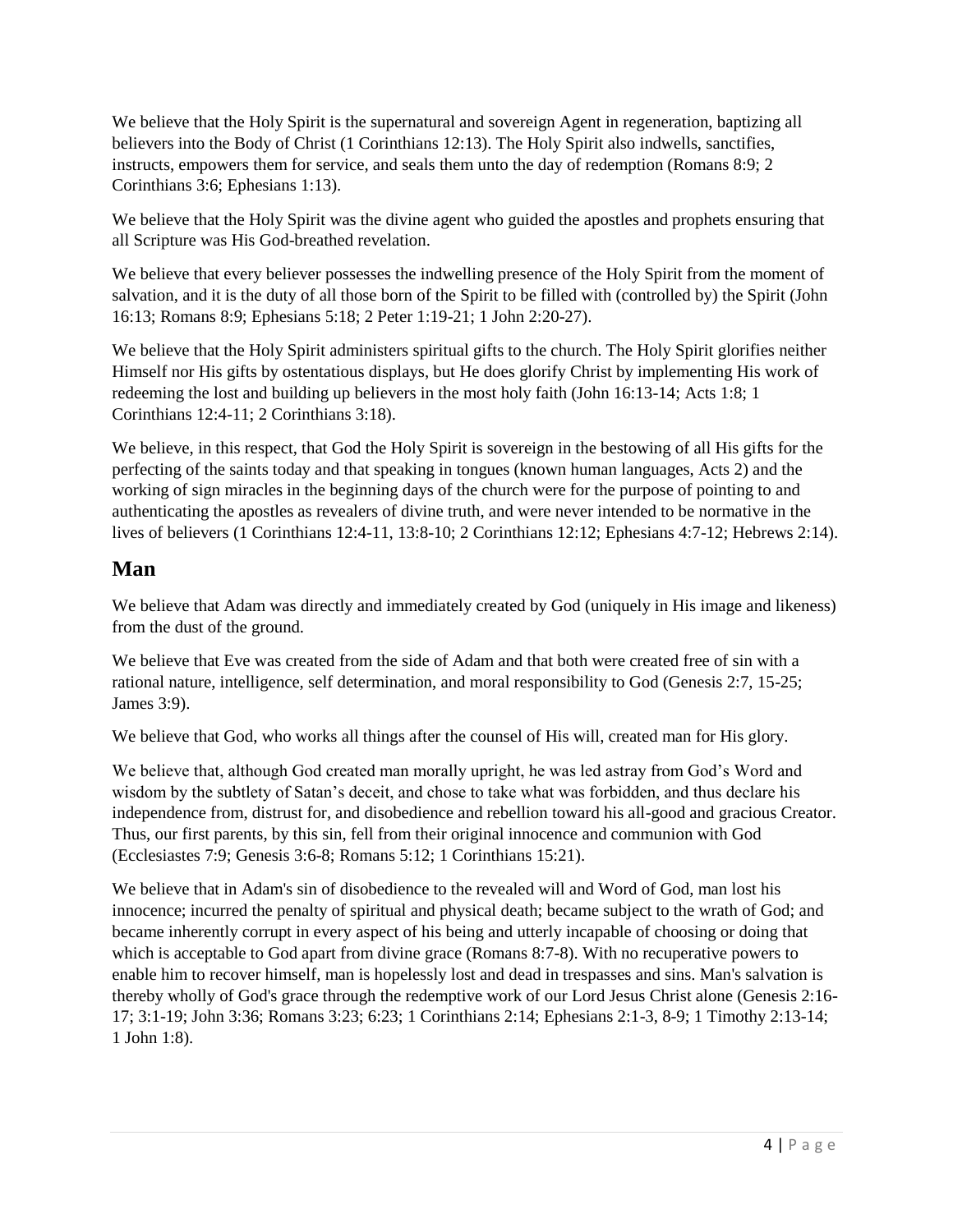We believe that the Holy Spirit is the supernatural and sovereign Agent in regeneration, baptizing all believers into the Body of Christ (1 Corinthians 12:13). The Holy Spirit also indwells, sanctifies, instructs, empowers them for service, and seals them unto the day of redemption (Romans 8:9; 2 Corinthians 3:6; Ephesians 1:13).

We believe that the Holy Spirit was the divine agent who guided the apostles and prophets ensuring that all Scripture was His God-breathed revelation.

We believe that every believer possesses the indwelling presence of the Holy Spirit from the moment of salvation, and it is the duty of all those born of the Spirit to be filled with (controlled by) the Spirit (John 16:13; Romans 8:9; Ephesians 5:18; 2 Peter 1:19-21; 1 John 2:20-27).

We believe that the Holy Spirit administers spiritual gifts to the church. The Holy Spirit glorifies neither Himself nor His gifts by ostentatious displays, but He does glorify Christ by implementing His work of redeeming the lost and building up believers in the most holy faith (John 16:13-14; Acts 1:8; 1 Corinthians 12:4-11; 2 Corinthians 3:18).

We believe, in this respect, that God the Holy Spirit is sovereign in the bestowing of all His gifts for the perfecting of the saints today and that speaking in tongues (known human languages, Acts 2) and the working of sign miracles in the beginning days of the church were for the purpose of pointing to and authenticating the apostles as revealers of divine truth, and were never intended to be normative in the lives of believers (1 Corinthians 12:4-11, 13:8-10; 2 Corinthians 12:12; Ephesians 4:7-12; Hebrews 2:14).

## Man

We believe that Adam was directly and immediately created by God (uniquely in His image and likeness) from the dust of the ground.

We believe that Eve was created from the side of Adam and that both were created free of sin with a rational nature, intelligence, self determination, and moral responsibility to God (Genesis 2:7, 15-25; James 3:9).

We believe that God, who works all things after the counsel of His will, created man for His glory.

We believe that, although God created man morally upright, he was led astray from God's Word and wisdom by the subtlety of Satan's deceit, and chose to take what was forbidden, and thus declare his independence from, distrust for, and disobedience and rebellion toward his all-good and gracious Creator. Thus, our first parents, by this sin, fell from their original innocence and communion with God (Ecclesiastes 7:9; Genesis 3:6-8; Romans 5:12; 1 Corinthians 15:21).

We believe that in Adam's sin of disobedience to the revealed will and Word of God, man lost his innocence; incurred the penalty of spiritual and physical death; became subject to the wrath of God; and became inherently corrupt in every aspect of his being and utterly incapable of choosing or doing that which is acceptable to God apart from divine grace (Romans 8:7-8). With no recuperative powers to enable him to recover himself, man is hopelessly lost and dead in trespasses and sins. Man's salvation is thereby wholly of God's grace through the redemptive work of our Lord Jesus Christ alone (Genesis 2:16-17; 3:1-19; John 3:36; Romans 3:23; 6:23; 1 Corinthians 2:14; Ephesians 2:1-3, 8-9; 1 Timothy 2:13-14; 1 John 1:8).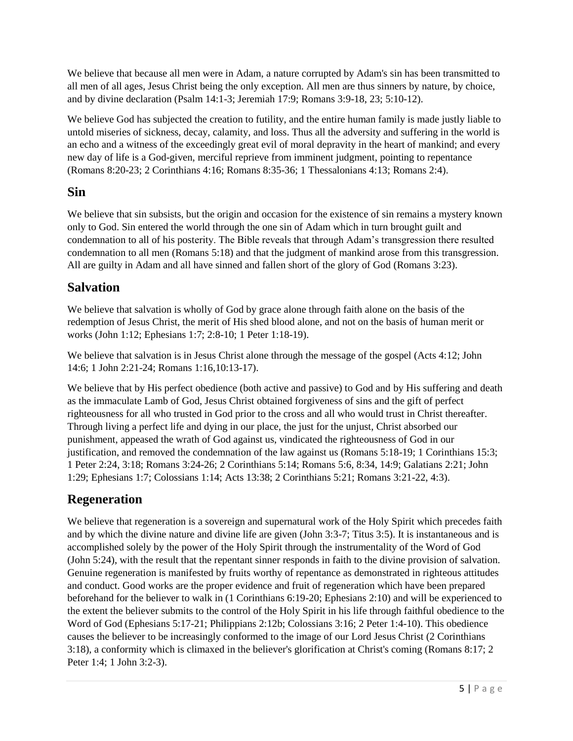We believe that because all men were in Adam, a nature corrupted by Adam's sin has been transmitted to all men of all ages, Jesus Christ being the only exception. All men are thus sinners by nature, by choice, and by divine declaration (Psalm 14:1-3; Jeremiah 17:9; Romans 3:9-18, 23; 5:10-12).

We believe God has subjected the creation to futility, and the entire human family is made justly liable to untold miseries of sickness, decay, calamity, and loss. Thus all the adversity and suffering in the world is an echo and a witness of the exceedingly great evil of moral depravity in the heart of mankind; and every new day of life is a God-given, merciful reprieve from imminent judgment, pointing to repentance (Romans 8:20-23; 2 Corinthians 4:16; Romans 8:35-36; 1 Thessalonians 4:13; Romans 2:4).

## Sin

We believe that sin subsists, but the origin and occasion for the existence of sin remains a mystery known only to God. Sin entered the world through the one sin of Adam which in turn brought guilt and condemnation to all of his posterity. The Bible reveals that through Adam's transgression there resulted condemnation to all men (Romans 5:18) and that the judgment of mankind arose from this transgression. All are guilty in Adam and all have sinned and fallen short of the glory of God (Romans 3:23).

## Salvation

We believe that salvation is wholly of God by grace alone through faith alone on the basis of the redemption of Jesus Christ, the merit of His shed blood alone, and not on the basis of human merit or works (John 1:12; Ephesians 1:7; 2:8-10; 1 Peter 1:18-19).

We believe that salvation is in Jesus Christ alone through the message of the gospel (Acts 4:12; John 14:6; 1 John 2:21-24; Romans 1:16,10:13-17).

We believe that by His perfect obedience (both active and passive) to God and by His suffering and death as the immaculate Lamb of God, Jesus Christ obtained forgiveness of sins and the gift of perfect righteousness for all who trusted in God prior to the cross and all who would trust in Christ thereafter. Through living a perfect life and dying in our place, the just for the unjust, Christ absorbed our punishment, appeased the wrath of God against us, vindicated the righteousness of God in our justification, and removed the condemnation of the law against us (Romans 5:18-19; 1 Corinthians 15:3; 1 Peter 2:24, 3:18; Romans 3:24-26; 2 Corinthians 5:14; Romans 5:6, 8:34, 14:9; Galatians 2:21; John 1:29; Ephesians 1:7; Colossians 1:14; Acts 13:38; 2 Corinthians 5:21; Romans 3:21-22, 4:3).

## Regeneration

We believe that regeneration is a sovereign and supernatural work of the Holy Spirit which precedes faith and by which the divine nature and divine life are given (John 3:3-7; Titus 3:5). It is instantaneous and is accomplished solely by the power of the Holy Spirit through the instrumentality of the Word of God (John 5:24), with the result that the repentant sinner responds in faith to the divine provision of salvation. Genuine regeneration is manifested by fruits worthy of repentance as demonstrated in righteous attitudes and conduct. Good works are the proper evidence and fruit of regeneration which have been prepared beforehand for the believer to walk in (1 Corinthians 6:19-20; Ephesians 2:10) and will be experienced to the extent the believer submits to the control of the Holy Spirit in his life through faithful obedience to the Word of God (Ephesians 5:17-21; Philippians 2:12b; Colossians 3:16; 2 Peter 1:4-10). This obedience causes the believer to be increasingly conformed to the image of our Lord Jesus Christ (2 Corinthians 3:18), a conformity which is climaxed in the believer's glorification at Christ's coming (Romans 8:17; 2 Peter 1:4; 1 John 3:2-3).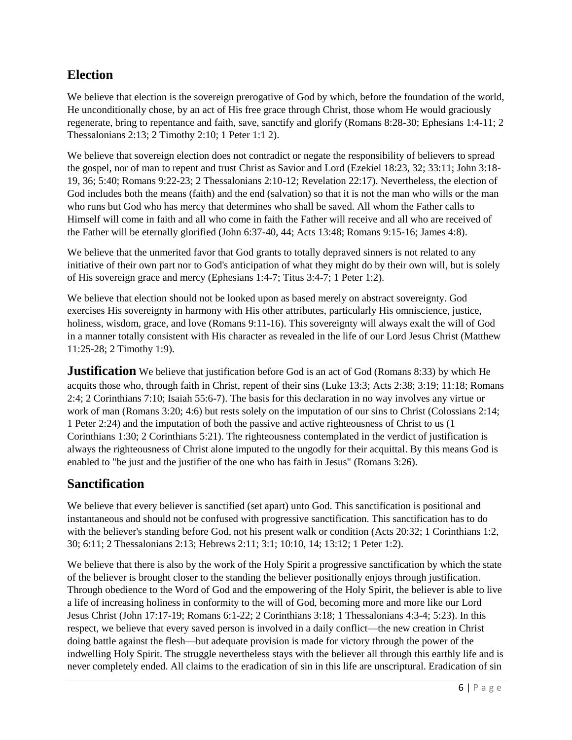## Election

We believe that election is the sovereign prerogative of God by which, before the foundation of the world, He unconditionally chose, by an act of His free grace through Christ, those whom He would graciously regenerate, bring to repentance and faith, save, sanctify and glorify (Romans 8:28-30; Ephesians 1:4-11; 2 Thessalonians 2:13; 2 Timothy 2:10; 1 Peter 1:1 2).

We believe that sovereign election does not contradict or negate the responsibility of believers to spread the gospel, nor of man to repent and trust Christ as Savior and Lord (Ezekiel 18:23, 32; 33:11; John 3:18-19, 36; 5:40; Romans 9:22-23; 2 Thessalonians 2:10-12; Revelation 22:17). Nevertheless, the election of God includes both the means (faith) and the end (salvation) so that it is not the man who wills or the man who runs but God who has mercy that determines who shall be saved. All whom the Father calls to Himself will come in faith and all who come in faith the Father will receive and all who are received of the Father will be eternally glorified (John 6:37-40, 44; Acts 13:48; Romans 9:15-16; James 4:8).

We believe that the unmerited favor that God grants to totally depraved sinners is not related to any initiative of their own part nor to God's anticipation of what they might do by their own will, but is solely of His sovereign grace and mercy (Ephesians 1:4-7; Titus 3:4-7; 1 Peter 1:2).

We believe that election should not be looked upon as based merely on abstract sovereignty. God exercises His sovereignty in harmony with His other attributes, particularly His omniscience, justice, holiness, wisdom, grace, and love (Romans 9:11-16). This sovereignty will always exalt the will of God in a manner totally consistent with His character as revealed in the life of our Lord Jesus Christ (Matthew 11:25-28; 2 Timothy 1:9).

## Justification

We believe that justification before God is an act of God (Romans 8:33) by which He acquits those who, through faith in Christ, repent of their sins (Luke 13:3; Acts 2:38; 3:19; 11:18; Romans 2:4; 2 Corinthians 7:10; Isaiah 55:6-7). The basis for this declaration in no way involves any virtue or work of man (Romans 3:20; 4:6) but rests solely on the imputation of our sins to Christ (Colossians 2:14; 1 Peter 2:24) and the imputation of both the passive and active righteousness of Christ to us (1 Corinthians 1:30; 2 Corinthians 5:21). The righteousness contemplated in the verdict of justification is always the righteousness of Christ alone imputed to the ungodly for their acquittal. By this means God is enabled to "be just and the justifier of the one who has faith in Jesus" (Romans 3:26).

## Sanctification

We believe that every believer is sanctified (set apart) unto God. This sanctification is positional and instantaneous and should not be confused with progressive sanctification. This sanctification has to do with the believer's standing before God, not his present walk or condition (Acts 20:32; 1 Corinthians 1:2, 30; 6:11; 2 Thessalonians 2:13; Hebrews 2:11; 3:1; 10:10, 14; 13:12; 1 Peter 1:2).

We believe that there is also by the work of the Holy Spirit a progressive sanctification by which the state of the believer is brought closer to the standing the believer positionally enjoys through justification. Through obedience to the Word of God and the empowering of the Holy Spirit, the believer is able to live a life of increasing holiness in conformity to the will of God, becoming more and more like our Lord Jesus Christ (John 17:17-19; Romans 6:1-22; 2 Corinthians 3:18; 1 Thessalonians 4:3-4; 5:23). In this respect, we believe that every saved person is involved in a daily conflict—the new creation in Christ doing battle against the flesh—but adequate provision is made for victory through the power of the indwelling Holy Spirit. The struggle nevertheless stays with the believer all through this earthly life and is never completely ended. All claims to the eradication of sin in this life are unscriptural. Eradication of sin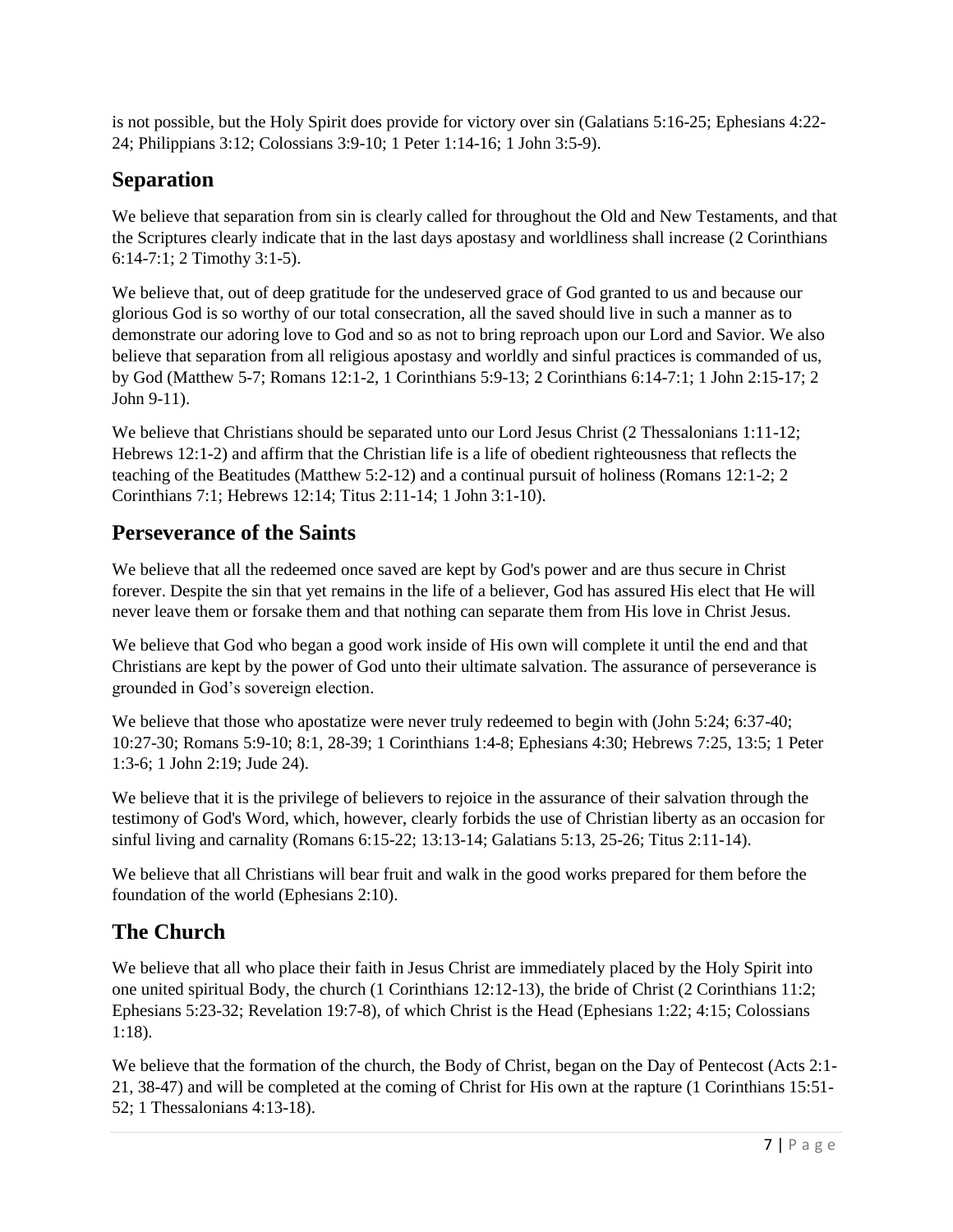is not possible, but the Holy Spirit does provide for victory over sin (Galatians 5:16-25; Ephesians 4:22-24; Philippians 3:12; Colossians 3:9-10; 1 Peter 1:14-16; 1 John 3:5-9).

## Separation

We believe that separation from sin is clearly called for throughout the Old and New Testaments, and that the Scriptures clearly indicate that in the last days apostasy and worldliness shall increase (2 Corinthians 6:14-7:1; 2 Timothy 3:1-5).

We believe that, out of deep gratitude for the undeserved grace of God granted to us and because our glorious God is so worthy of our total consecration, all the saved should live in such a manner as to demonstrate our adoring love to God and so as not to bring reproach upon our Lord and Savior. We also believe that separation from all religious apostasy and worldly and sinful practices is commanded of us, by God (Matthew 5-7; Romans 12:1-2, 1 Corinthians 5:9-13; 2 Corinthians 6:14-7:1; 1 John 2:15-17; 2 John 9-11).

We believe that Christians should be separated unto our Lord Jesus Christ (2 Thessalonians 1:11-12; Hebrews 12:1-2) and affirm that the Christian life is a life of obedient righteousness that reflects the teaching of the Beatitudes (Matthew 5:2-12) and a continual pursuit of holiness (Romans 12:1-2; 2 Corinthians 7:1; Hebrews 12:14; Titus 2:11-14; 1 John 3:1-10).

## Perseverance of the Saints

We believe that all the redeemed once saved are kept by God's power and are thus secure in Christ forever. Despite the sin that yet remains in the life of a believer, God has assured His elect that He will never leave them or forsake them and that nothing can separate them from His love in Christ Jesus.

We believe that God who began a good work inside of His own will complete it until the end and that Christians are kept by the power of God unto their ultimate salvation. The assurance of perseverance is grounded in God's sovereign election.

We believe that those who apostatize were never truly redeemed to begin with (John 5:24; 6:37-40; 10:27-30; Romans 5:9-10; 8:1, 28-39; 1 Corinthians 1:4-8; Ephesians 4:30; Hebrews 7:25, 13:5; 1 Peter 1:3-6; 1 John 2:19; Jude 24).

We believe that it is the privilege of believers to rejoice in the assurance of their salvation through the testimony of God's Word, which, however, clearly forbids the use of Christian liberty as an occasion for sinful living and carnality (Romans 6:15-22; 13:13-14; Galatians 5:13, 25-26; Titus 2:11-14).

We believe that all Christians will bear fruit and walk in the good works prepared for them before the foundation of the world (Ephesians 2:10).

## The Church

We believe that all who place their faith in Jesus Christ are immediately placed by the Holy Spirit into one united spiritual Body, the church (1 Corinthians 12:12-13), the bride of Christ (2 Corinthians 11:2; Ephesians 5:23-32; Revelation 19:7-8), of which Christ is the Head (Ephesians 1:22; 4:15; Colossians 1:18).

We believe that the formation of the church, the Body of Christ, began on the Day of Pentecost (Acts 2:1-21, 38-47) and will be completed at the coming of Christ for His own at the rapture (1 Corinthians 15:51-52; 1 Thessalonians 4:13-18).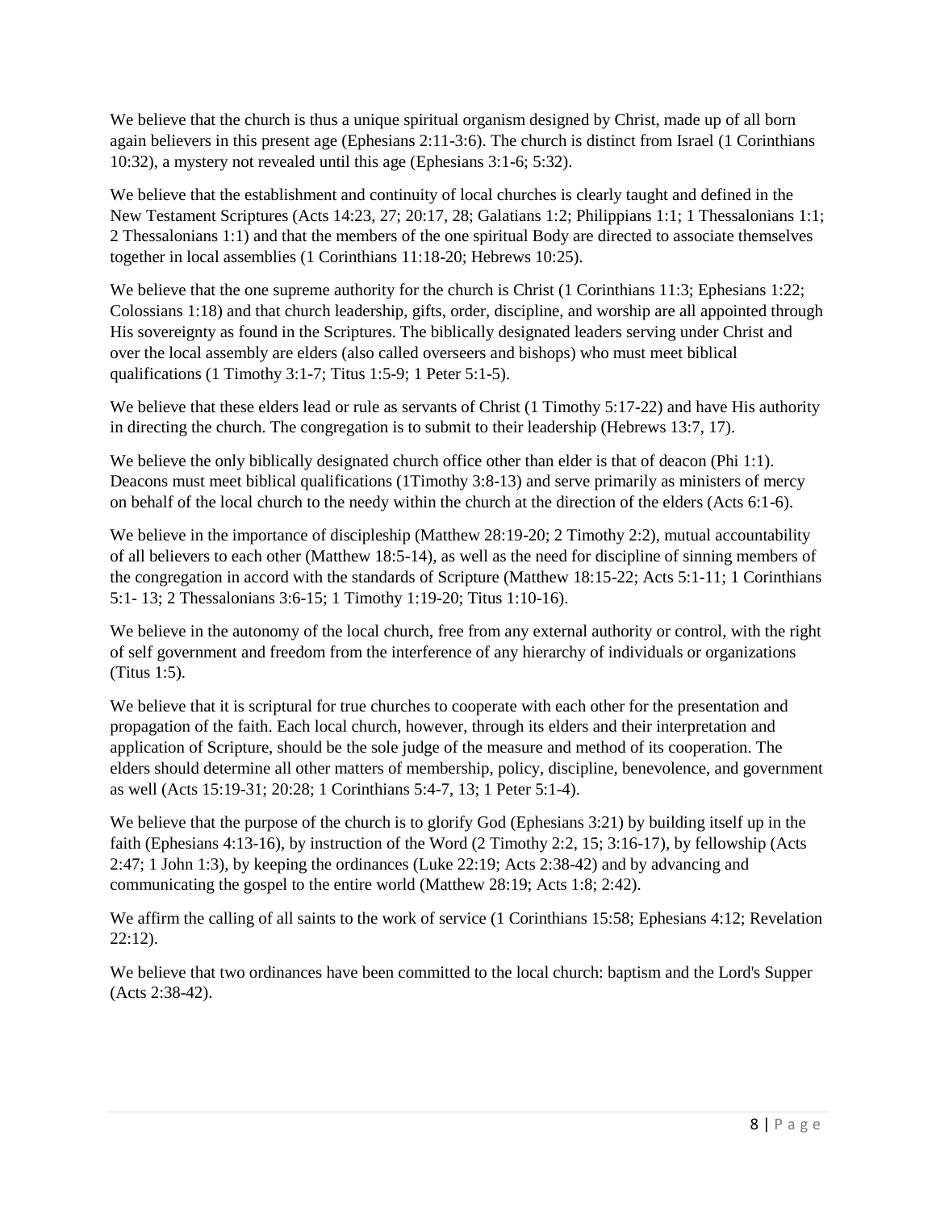We believe that the church is thus a unique spiritual organism designed by Christ, made up of all born again believers in this present age (Ephesians 2:11-3:6). The church is distinct from Israel (1 Corinthians 10:32), a mystery not revealed until this age (Ephesians 3:1-6; 5:32).

We believe that the establishment and continuity of local churches is clearly taught and defined in the New Testament Scriptures (Acts 14:23, 27; 20:17, 28; Galatians 1:2; Philippians 1:1; 1 Thessalonians 1:1; 2 Thessalonians 1:1) and that the members of the one spiritual Body are directed to associate themselves together in local assemblies (1 Corinthians 11:18-20; Hebrews 10:25).

We believe that the one supreme authority for the church is Christ (1 Corinthians 11:3; Ephesians 1:22; Colossians 1:18) and that church leadership, gifts, order, discipline, and worship are all appointed through His sovereignty as found in the Scriptures. The biblically designated leaders serving under Christ and over the local assembly are elders (also called overseers and bishops) who must meet biblical qualifications (1 Timothy 3:1-7; Titus 1:5-9; 1 Peter 5:1-5).

We believe that these elders lead or rule as servants of Christ (1 Timothy 5:17-22) and have His authority in directing the church. The congregation is to submit to their leadership (Hebrews 13:7, 17).

We believe the only biblically designated church office other than elder is that of deacon (Phi 1:1). Deacons must meet biblical qualifications (1Timothy 3:8-13) and serve primarily as ministers of mercy on behalf of the local church to the needy within the church at the direction of the elders (Acts 6:1-6).

We believe in the importance of discipleship (Matthew 28:19-20; 2 Timothy 2:2), mutual accountability of all believers to each other (Matthew 18:5-14), as well as the need for discipline of sinning members of the congregation in accord with the standards of Scripture (Matthew 18:15-22; Acts 5:1-11; 1 Corinthians 5:1- 13; 2 Thessalonians 3:6-15; 1 Timothy 1:19-20; Titus 1:10-16).

We believe in the autonomy of the local church, free from any external authority or control, with the right of self government and freedom from the interference of any hierarchy of individuals or organizations (Titus 1:5).

We believe that it is scriptural for true churches to cooperate with each other for the presentation and propagation of the faith. Each local church, however, through its elders and their interpretation and application of Scripture, should be the sole judge of the measure and method of its cooperation. The elders should determine all other matters of membership, policy, discipline, benevolence, and government as well (Acts 15:19-31; 20:28; 1 Corinthians 5:4-7, 13; 1 Peter 5:1-4).

We believe that the purpose of the church is to glorify God (Ephesians 3:21) by building itself up in the faith (Ephesians 4:13-16), by instruction of the Word (2 Timothy 2:2, 15; 3:16-17), by fellowship (Acts 2:47; 1 John 1:3), by keeping the ordinances (Luke 22:19; Acts 2:38-42) and by advancing and communicating the gospel to the entire world (Matthew 28:19; Acts 1:8; 2:42).

We affirm the calling of all saints to the work of service (1 Corinthians 15:58; Ephesians 4:12; Revelation 22:12).

We believe that two ordinances have been committed to the local church: baptism and the Lord's Supper (Acts 2:38-42).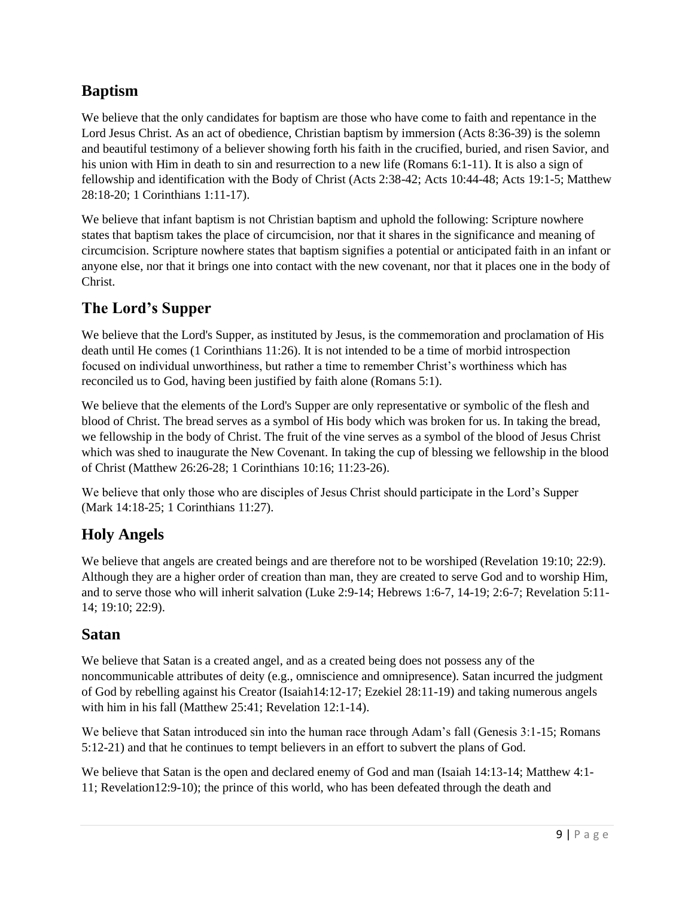## Baptism

We believe that the only candidates for baptism are those who have come to faith and repentance in the Lord Jesus Christ. As an act of obedience, Christian baptism by immersion (Acts 8:36-39) is the solemn and beautiful testimony of a believer showing forth his faith in the crucified, buried, and risen Savior, and his union with Him in death to sin and resurrection to a new life (Romans 6:1-11). It is also a sign of fellowship and identification with the Body of Christ (Acts 2:38-42; Acts 10:44-48; Acts 19:1-5; Matthew 28:18-20; 1 Corinthians 1:11-17).

We believe that infant baptism is not Christian baptism and uphold the following: Scripture nowhere states that baptism takes the place of circumcision, nor that it shares in the significance and meaning of circumcision. Scripture nowhere states that baptism signifies a potential or anticipated faith in an infant or anyone else, nor that it brings one into contact with the new covenant, nor that it places one in the body of Christ.

## The Lord's Supper

We believe that the Lord's Supper, as instituted by Jesus, is the commemoration and proclamation of His death until He comes (1 Corinthians 11:26). It is not intended to be a time of morbid introspection focused on individual unworthiness, but rather a time to remember Christ's worthiness which has reconciled us to God, having been justified by faith alone (Romans 5:1).

We believe that the elements of the Lord's Supper are only representative or symbolic of the flesh and blood of Christ. The bread serves as a symbol of His body which was broken for us. In taking the bread, we fellowship in the body of Christ. The fruit of the vine serves as a symbol of the blood of Jesus Christ which was shed to inaugurate the New Covenant. In taking the cup of blessing we fellowship in the blood of Christ (Matthew 26:26-28; 1 Corinthians 10:16; 11:23-26).

We believe that only those who are disciples of Jesus Christ should participate in the Lord's Supper (Mark 14:18-25; 1 Corinthians 11:27).

## Holy Angels

We believe that angels are created beings and are therefore not to be worshiped (Revelation 19:10; 22:9). Although they are a higher order of creation than man, they are created to serve God and to worship Him, and to serve those who will inherit salvation (Luke 2:9-14; Hebrews 1:6-7, 14-19; 2:6-7; Revelation 5:11-14; 19:10; 22:9).

## Satan

We believe that Satan is a created angel, and as a created being does not possess any of the noncommunicable attributes of deity (e.g., omniscience and omnipresence). Satan incurred the judgment of God by rebelling against his Creator (Isaiah14:12-17; Ezekiel 28:11-19) and taking numerous angels with him in his fall (Matthew 25:41; Revelation 12:1-14).

We believe that Satan introduced sin into the human race through Adam's fall (Genesis 3:1-15; Romans 5:12-21) and that he continues to tempt believers in an effort to subvert the plans of God.

We believe that Satan is the open and declared enemy of God and man (Isaiah 14:13-14; Matthew 4:1-11; Revelation12:9-10); the prince of this world, who has been defeated through the death and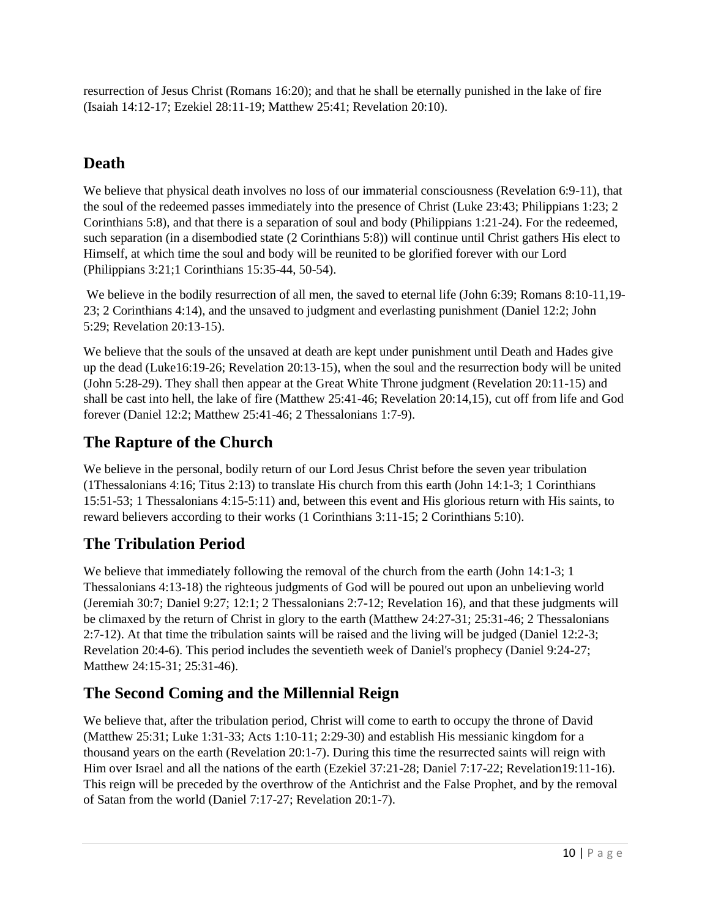resurrection of Jesus Christ (Romans 16:20); and that he shall be eternally punished in the lake of fire (Isaiah 14:12-17; Ezekiel 28:11-19; Matthew 25:41; Revelation 20:10).

## Death

We believe that physical death involves no loss of our immaterial consciousness (Revelation 6:9-11), that the soul of the redeemed passes immediately into the presence of Christ (Luke 23:43; Philippians 1:23; 2 Corinthians 5:8), and that there is a separation of soul and body (Philippians 1:21-24). For the redeemed, such separation (in a disembodied state (2 Corinthians 5:8)) will continue until Christ gathers His elect to Himself, at which time the soul and body will be reunited to be glorified forever with our Lord (Philippians 3:21;1 Corinthians 15:35-44, 50-54).

We believe in the bodily resurrection of all men, the saved to eternal life (John 6:39; Romans 8:10-11,19-23; 2 Corinthians 4:14), and the unsaved to judgment and everlasting punishment (Daniel 12:2; John 5:29; Revelation 20:13-15).

We believe that the souls of the unsaved at death are kept under punishment until Death and Hades give up the dead (Luke16:19-26; Revelation 20:13-15), when the soul and the resurrection body will be united (John 5:28-29). They shall then appear at the Great White Throne judgment (Revelation 20:11-15) and shall be cast into hell, the lake of fire (Matthew 25:41-46; Revelation 20:14,15), cut off from life and God forever (Daniel 12:2; Matthew 25:41-46; 2 Thessalonians 1:7-9).

## The Rapture of the Church

We believe in the personal, bodily return of our Lord Jesus Christ before the seven year tribulation (1Thessalonians 4:16; Titus 2:13) to translate His church from this earth (John 14:1-3; 1 Corinthians 15:51-53; 1 Thessalonians 4:15-5:11) and, between this event and His glorious return with His saints, to reward believers according to their works (1 Corinthians 3:11-15; 2 Corinthians 5:10).

## The Tribulation Period

We believe that immediately following the removal of the church from the earth (John 14:1-3; 1 Thessalonians 4:13-18) the righteous judgments of God will be poured out upon an unbelieving world (Jeremiah 30:7; Daniel 9:27; 12:1; 2 Thessalonians 2:7-12; Revelation 16), and that these judgments will be climaxed by the return of Christ in glory to the earth (Matthew 24:27-31; 25:31-46; 2 Thessalonians 2:7-12). At that time the tribulation saints will be raised and the living will be judged (Daniel 12:2-3; Revelation 20:4-6). This period includes the seventieth week of Daniel's prophecy (Daniel 9:24-27; Matthew 24:15-31; 25:31-46).

## The Second Coming and the Millennial Reign

We believe that, after the tribulation period, Christ will come to earth to occupy the throne of David (Matthew 25:31; Luke 1:31-33; Acts 1:10-11; 2:29-30) and establish His messianic kingdom for a thousand years on the earth (Revelation 20:1-7). During this time the resurrected saints will reign with Him over Israel and all the nations of the earth (Ezekiel 37:21-28; Daniel 7:17-22; Revelation19:11-16). This reign will be preceded by the overthrow of the Antichrist and the False Prophet, and by the removal of Satan from the world (Daniel 7:17-27; Revelation 20:1-7).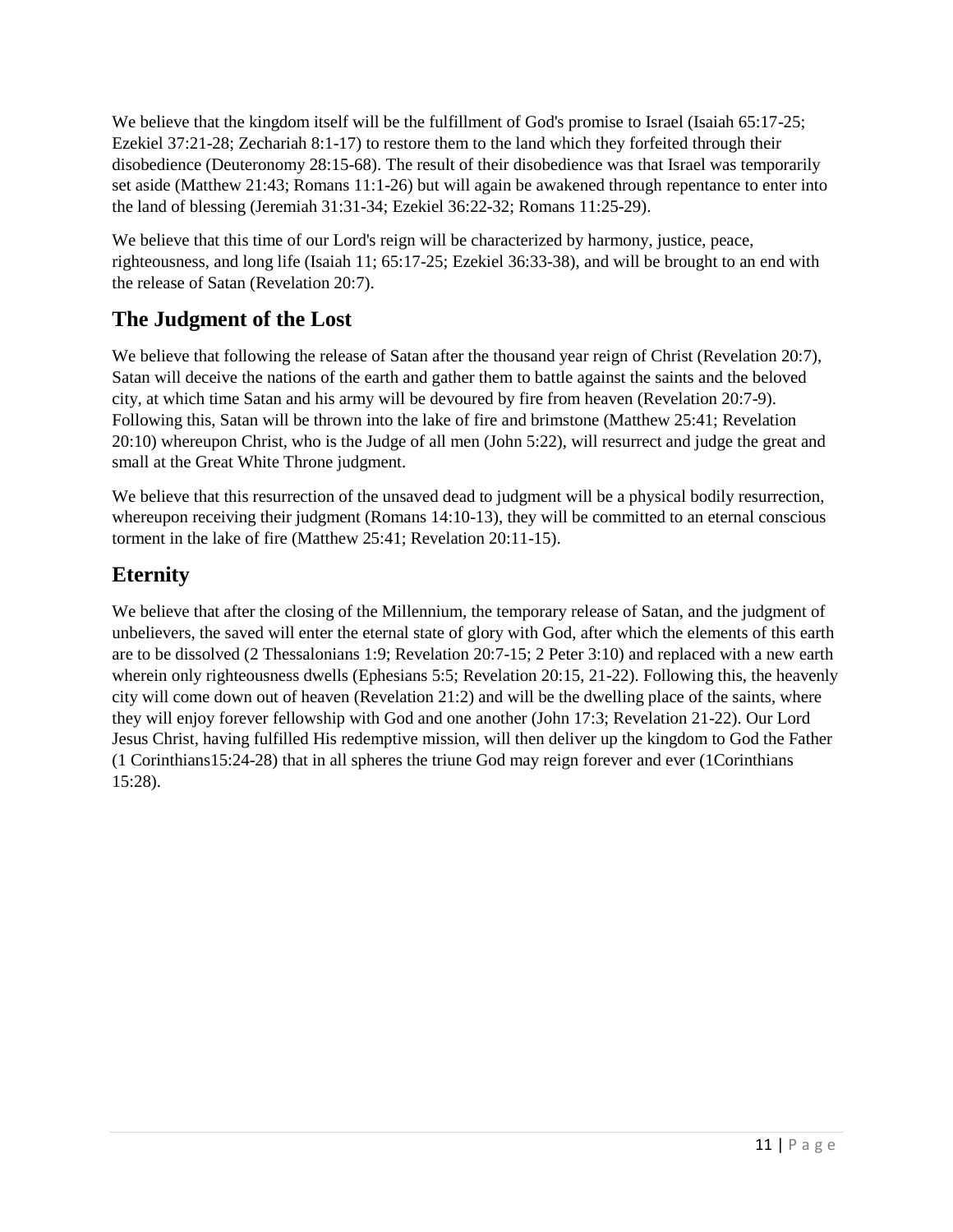We believe that the kingdom itself will be the fulfillment of God's promise to Israel (Isaiah 65:17-25; Ezekiel 37:21-28; Zechariah 8:1-17) to restore them to the land which they forfeited through their disobedience (Deuteronomy 28:15-68). The result of their disobedience was that Israel was temporarily set aside (Matthew 21:43; Romans 11:1-26) but will again be awakened through repentance to enter into the land of blessing (Jeremiah 31:31-34; Ezekiel 36:22-32; Romans 11:25-29).

We believe that this time of our Lord's reign will be characterized by harmony, justice, peace, righteousness, and long life (Isaiah 11; 65:17-25; Ezekiel 36:33-38), and will be brought to an end with the release of Satan (Revelation 20:7).

## The Judgment of the Lost

We believe that following the release of Satan after the thousand year reign of Christ (Revelation 20:7), Satan will deceive the nations of the earth and gather them to battle against the saints and the beloved city, at which time Satan and his army will be devoured by fire from heaven (Revelation 20:7-9). Following this, Satan will be thrown into the lake of fire and brimstone (Matthew 25:41; Revelation 20:10) whereupon Christ, who is the Judge of all men (John 5:22), will resurrect and judge the great and small at the Great White Throne judgment.

We believe that this resurrection of the unsaved dead to judgment will be a physical bodily resurrection, whereupon receiving their judgment (Romans 14:10-13), they will be committed to an eternal conscious torment in the lake of fire (Matthew 25:41; Revelation 20:11-15).

## Eternity

We believe that after the closing of the Millennium, the temporary release of Satan, and the judgment of unbelievers, the saved will enter the eternal state of glory with God, after which the elements of this earth are to be dissolved (2 Thessalonians 1:9; Revelation 20:7-15; 2 Peter 3:10) and replaced with a new earth wherein only righteousness dwells (Ephesians 5:5; Revelation 20:15, 21-22). Following this, the heavenly city will come down out of heaven (Revelation 21:2) and will be the dwelling place of the saints, where they will enjoy forever fellowship with God and one another (John 17:3; Revelation 21-22). Our Lord Jesus Christ, having fulfilled His redemptive mission, will then deliver up the kingdom to God the Father (1 Corinthians15:24-28) that in all spheres the triune God may reign forever and ever (1Corinthians 15:28).